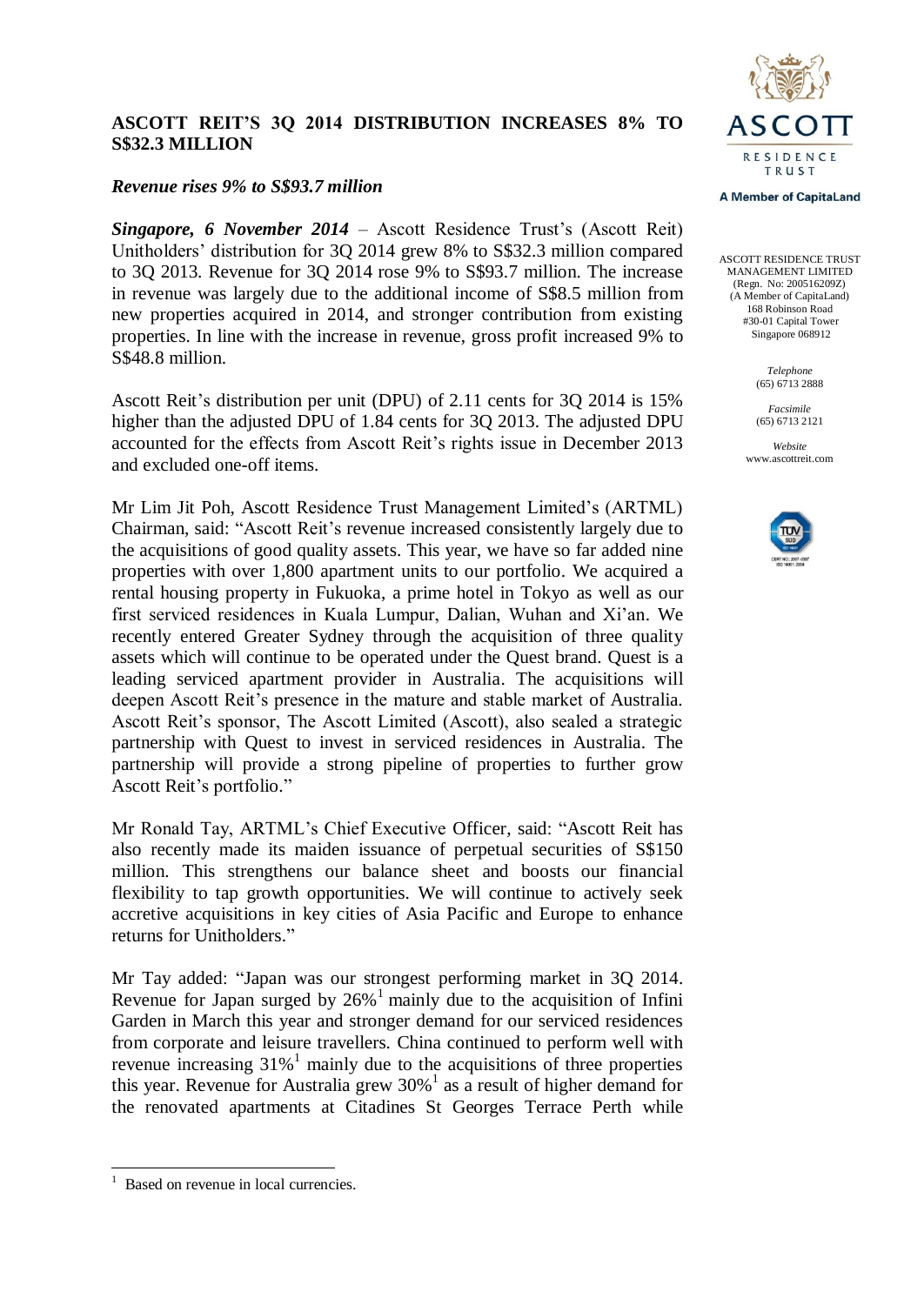# ASCOTT REIT'S 3Q 2014 DISTRIBUTION INCREASES 8% TO S$32.3 MILLION

***Revenue rises 9% to S$93.7 million***

ASCOTT RESIDENCE TRUST MANAGEMENT LIMITED
(Regn. No: 200516209Z)
(A Member of CapitaLand)
168 Robinson Road
#30-01 Capital Tower
Singapore 068912

*Telephone*
(65) 6713 2888

*Facsimile*
(65) 6713 2121

*Website*
www.ascottreit.com

***Singapore, 6 November 2014*** – Ascott Residence Trust's (Ascott Reit) Unitholders' distribution for 3Q 2014 grew 8% to S$32.3 million compared to 3Q 2013. Revenue for 3Q 2014 rose 9% to S$93.7 million. The increase in revenue was largely due to the additional income of S$8.5 million from new properties acquired in 2014, and stronger contribution from existing properties. In line with the increase in revenue, gross profit increased 9% to S$48.8 million.

Ascott Reit's distribution per unit (DPU) of 2.11 cents for 3Q 2014 is 15% higher than the adjusted DPU of 1.84 cents for 3Q 2013. The adjusted DPU accounted for the effects from Ascott Reit's rights issue in December 2013 and excluded one-off items.

Mr Lim Jit Poh, Ascott Residence Trust Management Limited's (ARTML) Chairman, said: "Ascott Reit's revenue increased consistently largely due to the acquisitions of good quality assets. This year, we have so far added nine properties with over 1,800 apartment units to our portfolio. We acquired a rental housing property in Fukuoka, a prime hotel in Tokyo as well as our first serviced residences in Kuala Lumpur, Dalian, Wuhan and Xi'an. We recently entered Greater Sydney through the acquisition of three quality assets which will continue to be operated under the Quest brand. Quest is a leading serviced apartment provider in Australia. The acquisitions will deepen Ascott Reit's presence in the mature and stable market of Australia. Ascott Reit's sponsor, The Ascott Limited (Ascott), also sealed a strategic partnership with Quest to invest in serviced residences in Australia. The partnership will provide a strong pipeline of properties to further grow Ascott Reit's portfolio."

Mr Ronald Tay, ARTML's Chief Executive Officer, said: "Ascott Reit has also recently made its maiden issuance of perpetual securities of S$150 million. This strengthens our balance sheet and boosts our financial flexibility to tap growth opportunities. We will continue to actively seek accretive acquisitions in key cities of Asia Pacific and Europe to enhance returns for Unitholders."

Mr Tay added: "Japan was our strongest performing market in 3Q 2014. Revenue for Japan surged by 26%[1] mainly due to the acquisition of Infini Garden in March this year and stronger demand for our serviced residences from corporate and leisure travellers. China continued to perform well with revenue increasing 31%[1] mainly due to the acquisitions of three properties this year. Revenue for Australia grew 30%[1] as a result of higher demand for the renovated apartments at Citadines St Georges Terrace Perth while

[1] Based on revenue in local currencies.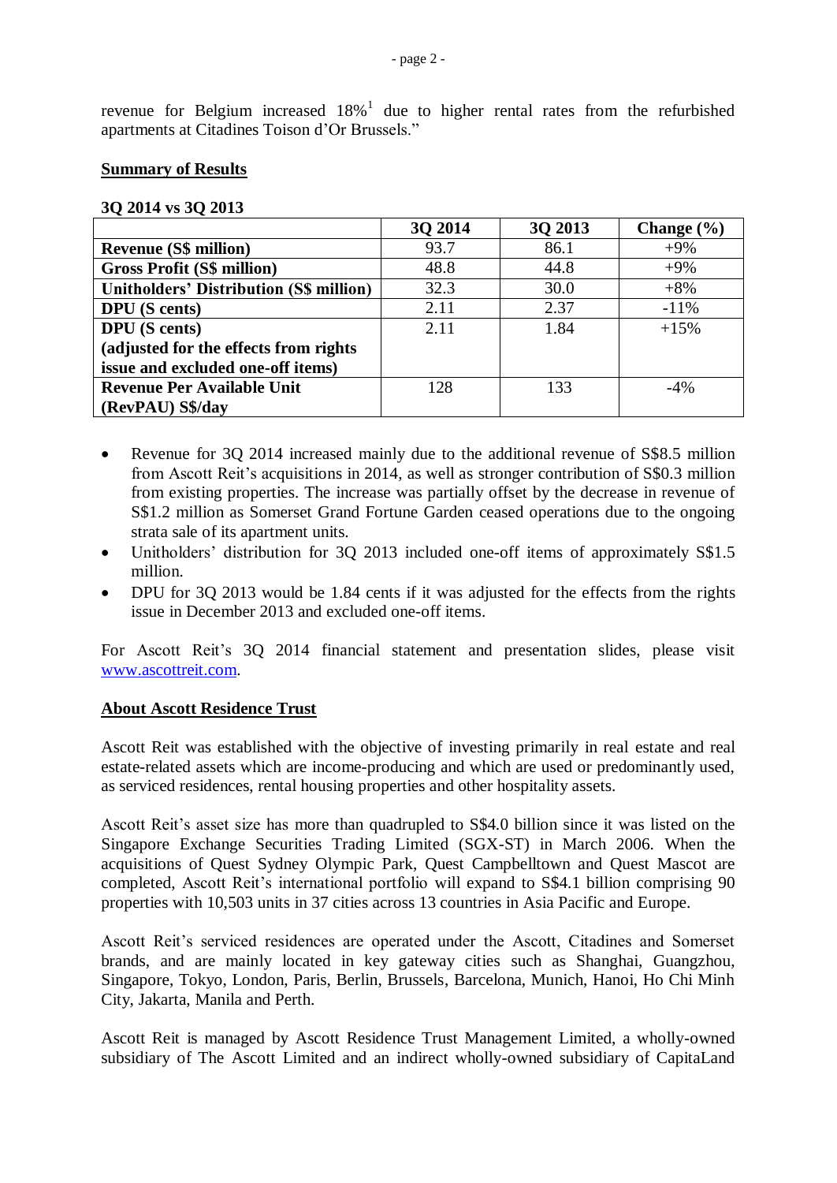revenue for Belgium increased 18%[1] due to higher rental rates from the refurbished apartments at Citadines Toison d'Or Brussels."

**Summary of Results**

**3Q 2014 vs 3Q 2013**

| | 3Q 2014 | 3Q 2013 | Change (%) |
|---|---|---|---|
| **Revenue (S$ million)** | 93.7 | 86.1 | +9% |
| **Gross Profit (S$ million)** | 48.8 | 44.8 | +9% |
| **Unitholders' Distribution (S$ million)** | 32.3 | 30.0 | +8% |
| **DPU (S cents)** | 2.11 | 2.37 | -11% |
| **DPU (S cents) (adjusted for the effects from rights issue and excluded one-off items)** | 2.11 | 1.84 | +15% |
| **Revenue Per Available Unit (RevPAU) S$/day** | 128 | 133 | -4% |

- Revenue for 3Q 2014 increased mainly due to the additional revenue of S$8.5 million from Ascott Reit's acquisitions in 2014, as well as stronger contribution of S$0.3 million from existing properties. The increase was partially offset by the decrease in revenue of S$1.2 million as Somerset Grand Fortune Garden ceased operations due to the ongoing strata sale of its apartment units.
- Unitholders' distribution for 3Q 2013 included one-off items of approximately S$1.5 million.
- DPU for 3Q 2013 would be 1.84 cents if it was adjusted for the effects from the rights issue in December 2013 and excluded one-off items.

For Ascott Reit's 3Q 2014 financial statement and presentation slides, please visit www.ascottreit.com.

**About Ascott Residence Trust**

Ascott Reit was established with the objective of investing primarily in real estate and real estate-related assets which are income-producing and which are used or predominantly used, as serviced residences, rental housing properties and other hospitality assets.

Ascott Reit's asset size has more than quadrupled to S$4.0 billion since it was listed on the Singapore Exchange Securities Trading Limited (SGX-ST) in March 2006. When the acquisitions of Quest Sydney Olympic Park, Quest Campbelltown and Quest Mascot are completed, Ascott Reit's international portfolio will expand to S$4.1 billion comprising 90 properties with 10,503 units in 37 cities across 13 countries in Asia Pacific and Europe.

Ascott Reit's serviced residences are operated under the Ascott, Citadines and Somerset brands, and are mainly located in key gateway cities such as Shanghai, Guangzhou, Singapore, Tokyo, London, Paris, Berlin, Brussels, Barcelona, Munich, Hanoi, Ho Chi Minh City, Jakarta, Manila and Perth.

Ascott Reit is managed by Ascott Residence Trust Management Limited, a wholly-owned subsidiary of The Ascott Limited and an indirect wholly-owned subsidiary of CapitaLand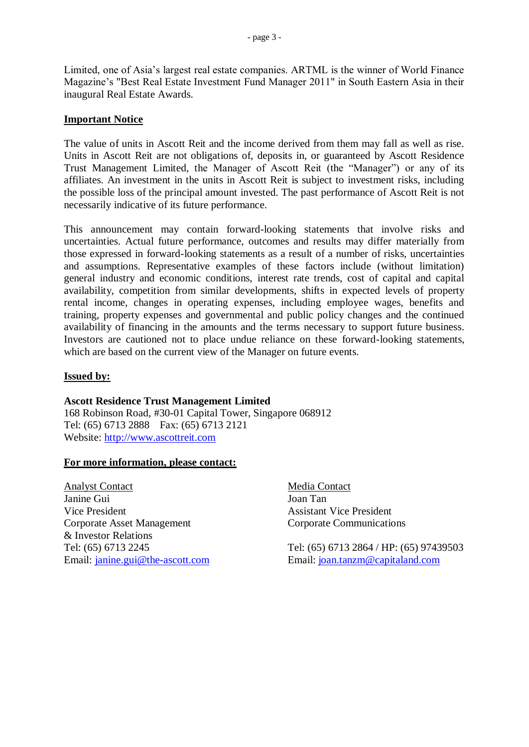Limited, one of Asia's largest real estate companies. ARTML is the winner of World Finance Magazine's "Best Real Estate Investment Fund Manager 2011" in South Eastern Asia in their inaugural Real Estate Awards.

**Important Notice**

The value of units in Ascott Reit and the income derived from them may fall as well as rise. Units in Ascott Reit are not obligations of, deposits in, or guaranteed by Ascott Residence Trust Management Limited, the Manager of Ascott Reit (the "Manager") or any of its affiliates. An investment in the units in Ascott Reit is subject to investment risks, including the possible loss of the principal amount invested. The past performance of Ascott Reit is not necessarily indicative of its future performance.

This announcement may contain forward-looking statements that involve risks and uncertainties. Actual future performance, outcomes and results may differ materially from those expressed in forward-looking statements as a result of a number of risks, uncertainties and assumptions. Representative examples of these factors include (without limitation) general industry and economic conditions, interest rate trends, cost of capital and capital availability, competition from similar developments, shifts in expected levels of property rental income, changes in operating expenses, including employee wages, benefits and training, property expenses and governmental and public policy changes and the continued availability of financing in the amounts and the terms necessary to support future business. Investors are cautioned not to place undue reliance on these forward-looking statements, which are based on the current view of the Manager on future events.

**Issued by:**

**Ascott Residence Trust Management Limited**
168 Robinson Road, #30-01 Capital Tower, Singapore 068912
Tel: (65) 6713 2888 Fax: (65) 6713 2121
Website: http://www.ascottreit.com

**For more information, please contact:**

Analyst Contact
Janine Gui
Vice President
Corporate Asset Management
& Investor Relations
Tel: (65) 6713 2245
Email: janine.gui@the-ascott.com

Media Contact
Joan Tan
Assistant Vice President
Corporate Communications

Tel: (65) 6713 2864 / HP: (65) 97439503
Email: joan.tanzm@capitaland.com